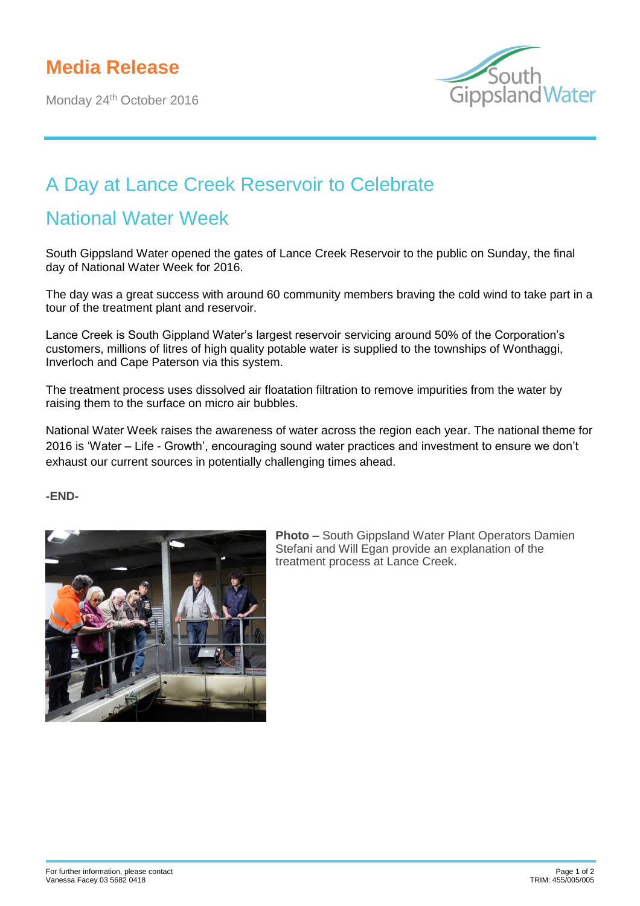# Media Release

Monday 24th October 2016

## A Day at Lance Creek Reservoir to Celebrate National Water Week

South Gippsland Water opened the gates of Lance Creek Reservoir to the public on Sunday, the final day of National Water Week for 2016.

The day was a great success with around 60 community members braving the cold wind to take part in a tour of the treatment plant and reservoir.

Lance Creek is South Gippland Water's largest reservoir servicing around 50% of the Corporation's customers, millions of litres of high quality potable water is supplied to the townships of Wonthaggi, Inverloch and Cape Paterson via this system.

The treatment process uses dissolved air floatation filtration to remove impurities from the water by raising them to the surface on micro air bubbles.

National Water Week raises the awareness of water across the region each year. The national theme for 2016 is 'Water – Life - Growth', encouraging sound water practices and investment to ensure we don't exhaust our current sources in potentially challenging times ahead.

**-END-**

**Photo –** South Gippsland Water Plant Operators Damien Stefani and Will Egan provide an explanation of the treatment process at Lance Creek.

For further information, please contact
Vanessa Facey 03 5682 0418

TRIM: 455/005/005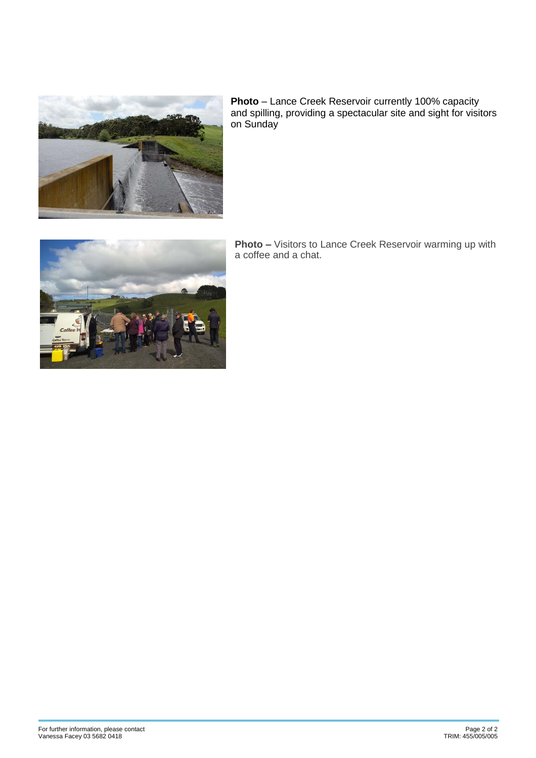**Photo** – Lance Creek Reservoir currently 100% capacity and spilling, providing a spectacular site and sight for visitors on Sunday

**Photo –** Visitors to Lance Creek Reservoir warming up with a coffee and a chat.

For further information, please contact
Vanessa Facey 03 5682 0418

TRIM: 455/005/005